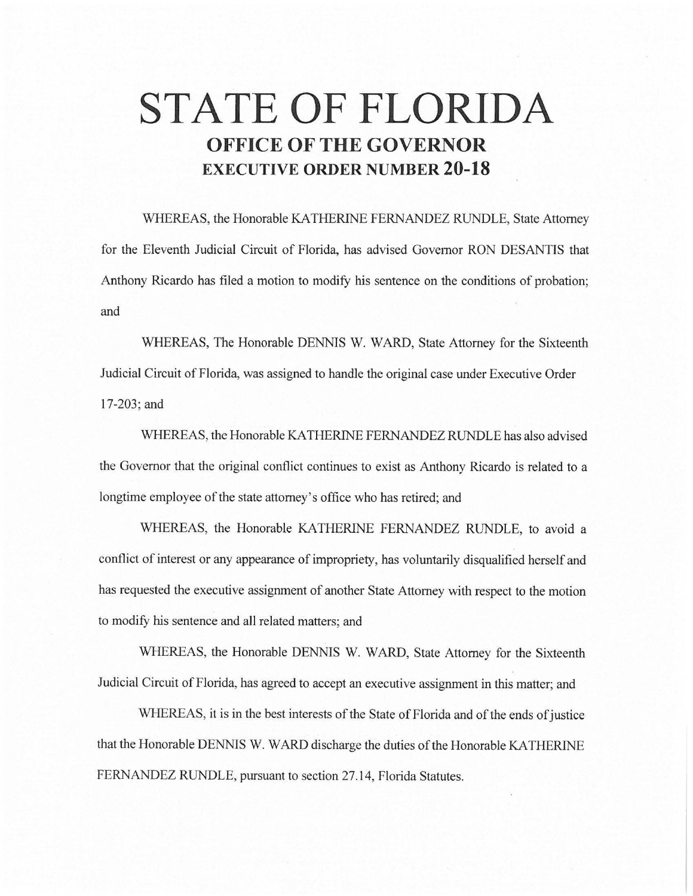# STATE OF FLORIDA

## OFFICE OF THE GOVERNOR

## EXECUTIVE ORDER NUMBER 20-18

WHEREAS, the Honorable KATHERINE FERNANDEZ RUNDLE, State Attorney for the Eleventh Judicial Circuit of Florida, has advised Governor RON DESANTIS that Anthony Ricardo has filed a motion to modify his sentence on the conditions of probation; and

WHEREAS, The Honorable DENNIS W. WARD, State Attorney for the Sixteenth Judicial Circuit of Florida, was assigned to handle the original case under Executive Order 17-203; and

WHEREAS, the Honorable KATHERINE FERNANDEZ RUNDLE has also advised the Governor that the original conflict continues to exist as Anthony Ricardo is related to a longtime employee of the state attorney's office who has retired; and

WHEREAS, the Honorable KATHERINE FERNANDEZ RUNDLE, to avoid a conflict of interest or any appearance of impropriety, has voluntarily disqualified herself and has requested the executive assignment of another State Attorney with respect to the motion to modify his sentence and all related matters; and

WHEREAS, the Honorable DENNIS W. WARD, State Attorney for the Sixteenth Judicial Circuit of Florida, has agreed to accept an executive assignment in this matter; and

WHEREAS, it is in the best interests of the State of Florida and of the ends of justice that the Honorable DENNIS W. WARD discharge the duties of the Honorable KATHERINE FERNANDEZ RUNDLE, pursuant to section 27.14, Florida Statutes.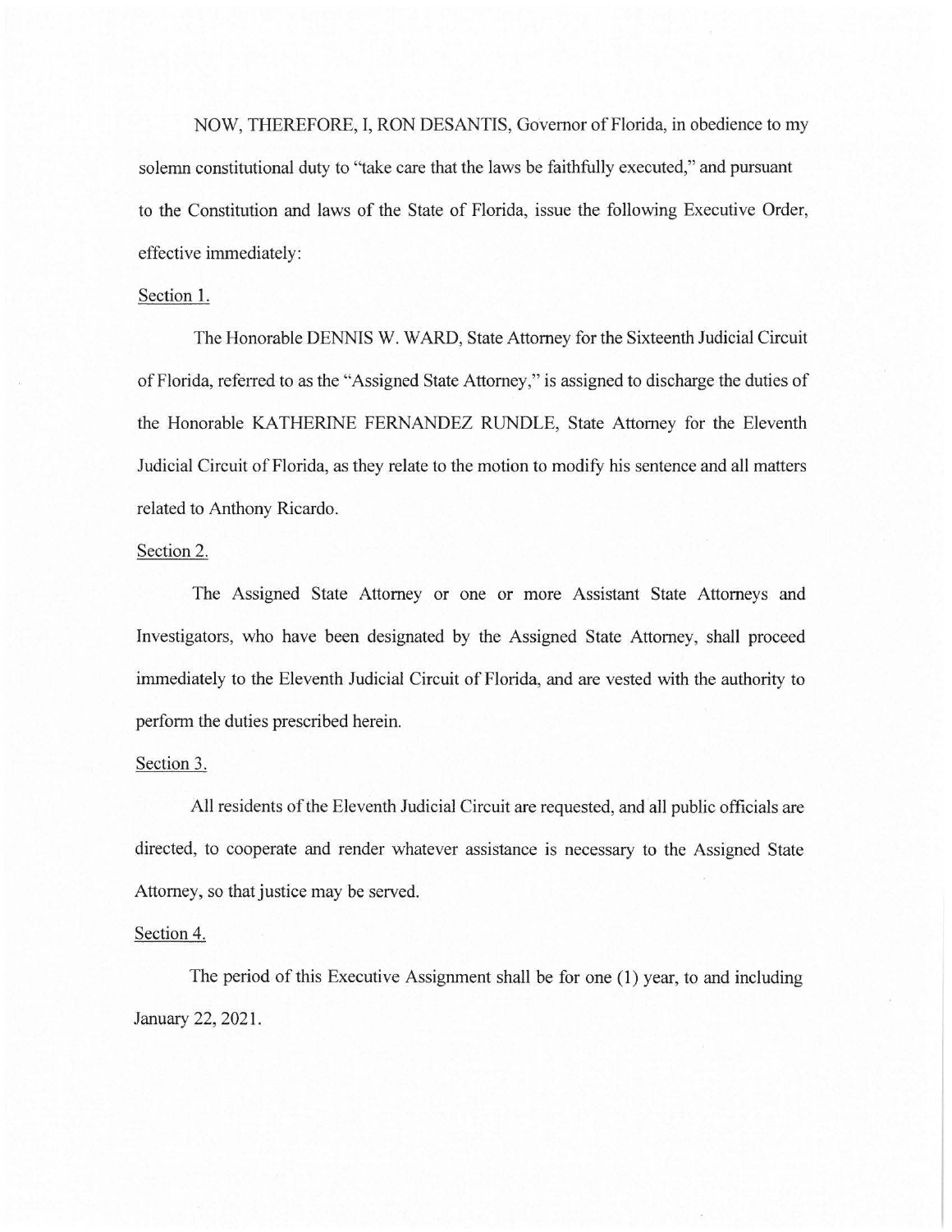NOW, THEREFORE, I, RON DESANTIS, Governor of Florida, in obedience to my solemn constitutional duty to "take care that the laws be faithfully executed," and pursuant to the Constitution and laws of the State of Florida, issue the following Executive Order, effective immediately:

Section 1.

The Honorable DENNIS W. WARD, State Attorney for the Sixteenth Judicial Circuit of Florida, referred to as the "Assigned State Attorney," is assigned to discharge the duties of the Honorable KATHERINE FERNANDEZ RUNDLE, State Attorney for the Eleventh Judicial Circuit of Florida, as they relate to the motion to modify his sentence and all matters related to Anthony Ricardo.

Section 2.

The Assigned State Attorney or one or more Assistant State Attorneys and Investigators, who have been designated by the Assigned State Attorney, shall proceed immediately to the Eleventh Judicial Circuit of Florida, and are vested with the authority to perform the duties prescribed herein.

Section 3.

All residents of the Eleventh Judicial Circuit are requested, and all public officials are directed, to cooperate and render whatever assistance is necessary to the Assigned State Attorney, so that justice may be served.

Section 4.

The period of this Executive Assignment shall be for one (1) year, to and including January 22, 2021.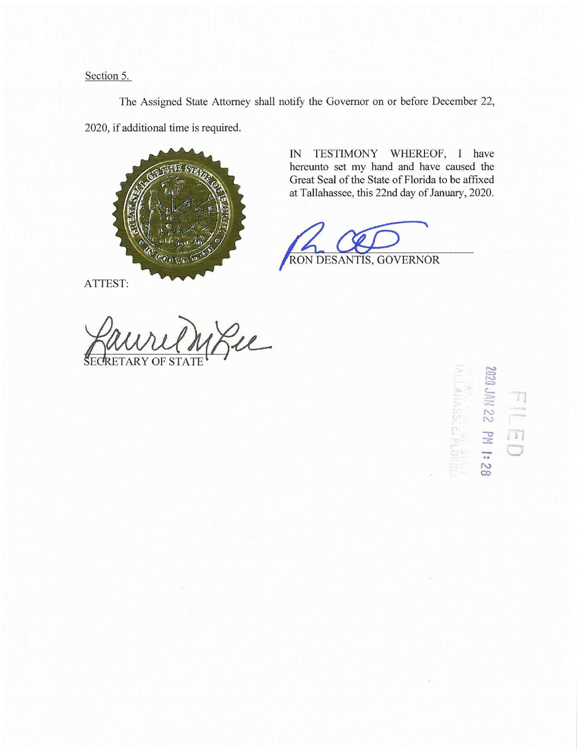Section 5.

The Assigned State Attorney shall notify the Governor on or before December 22, 2020, if additional time is required.

IN TESTIMONY WHEREOF, I have hereunto set my hand and have caused the Great Seal of the State of Florida to be affixed at Tallahassee, this 22nd day of January, 2020.

RON DESANTIS, GOVERNOR

ATTEST:

SECRETARY OF STATE

FILED

2020 JAN 22 PM 1:28

DEPARTMENT OF STATE
TALLAHASSEE, FLORIDA